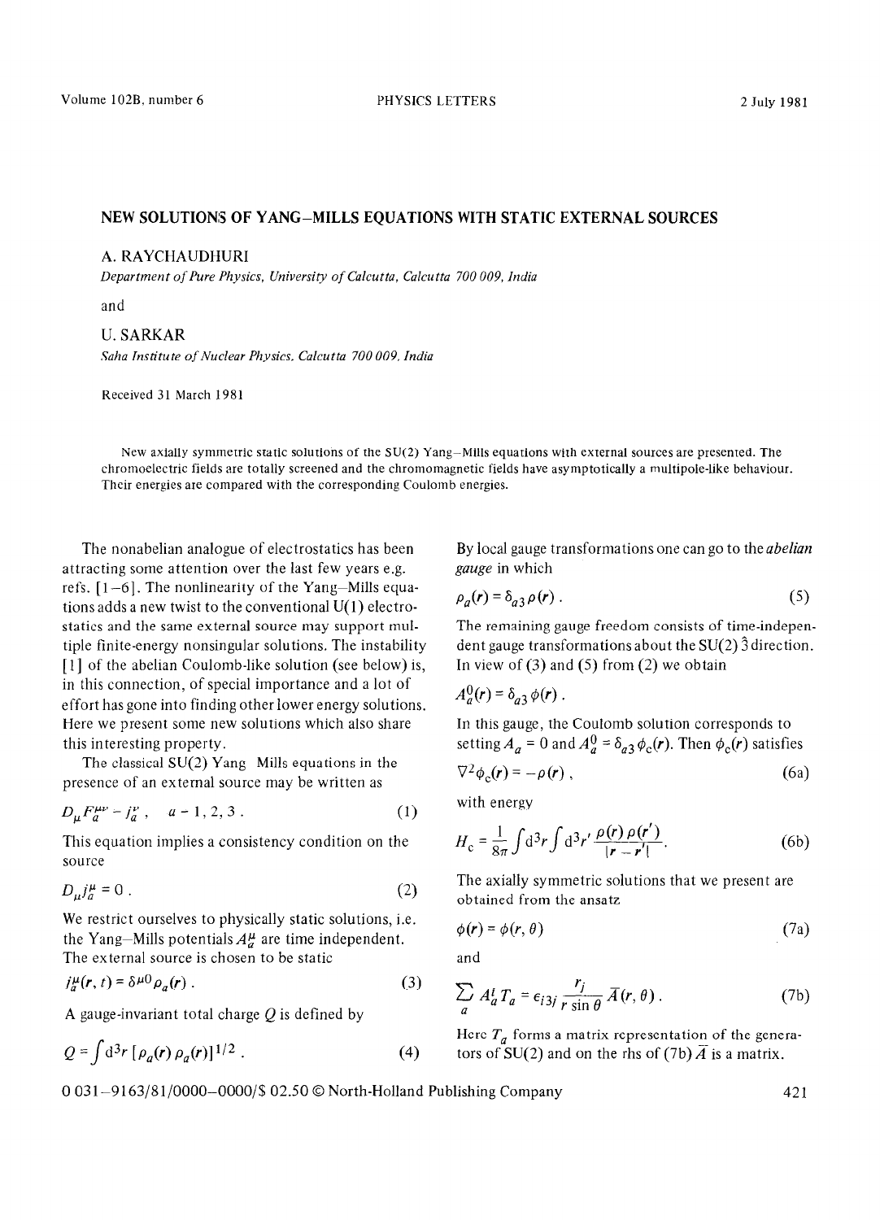# NEW SOLUTIONS OF YANG–MILLS EQUATIONS WITH STATIC EXTERNAL SOURCES

A. RAYCHAUDHURI

*Department of Pure Physics, University of Calcutta, Calcutta 700 009, India*

and

U. SARKAR

*Saha Institute of Nuclear Physics, Calcutta 700 009, India*

Received 31 March 1981

New axially symmetric static solutions of the SU(2) Yang–Mills equations with external sources are presented. The chromoelectric fields are totally screened and the chromomagnetic fields have asymptotically a multipole-like behaviour. Their energies are compared with the corresponding Coulomb energies.

The nonabelian analogue of electrostatics has been attracting some attention over the last few years e.g. refs. [1–6]. The nonlinearity of the Yang–Mills equations adds a new twist to the conventional U(1) electrostatics and the same external source may support multiple finite-energy nonsingular solutions. The instability [1] of the abelian Coulomb-like solution (see below) is, in this connection, of special importance and a lot of effort has gone into finding other lower energy solutions. Here we present some new solutions which also share this interesting property.

The classical SU(2) Yang–Mills equations in the presence of an external source may be written as

$$D_\mu F_a^{\mu\nu} = j_a^\nu\,, \quad a = 1, 2, 3\,. \tag{1}$$

This equation implies a consistency condition on the source

$$D_\mu j_a^\mu = 0\,. \tag{2}$$

We restrict ourselves to physically static solutions, i.e. the Yang–Mills potentials $A_a^\mu$ are time independent. The external source is chosen to be static

$$j_a^\mu(\boldsymbol{r}, t) = \delta^{\mu 0} \rho_a(\boldsymbol{r})\,. \tag{3}$$

A gauge-invariant total charge $Q$ is defined by

$$Q = \int \mathrm{d}^3r\, [\rho_a(\boldsymbol{r})\, \rho_a(\boldsymbol{r})]^{1/2}\,. \tag{4}$$

By local gauge transformations one can go to the *abelian gauge* in which

$$\rho_a(\boldsymbol{r}) = \delta_{a3}\, \rho(\boldsymbol{r})\,. \tag{5}$$

The remaining gauge freedom consists of time-independent gauge transformations about the SU(2) $\hat{3}$ direction. In view of (3) and (5) from (2) we obtain

$$A_a^0(\boldsymbol{r}) = \delta_{a3}\, \phi(\boldsymbol{r})\,.$$

In this gauge, the Coulomb solution corresponds to setting $A_a = 0$ and $A_a^0 = \delta_{a3}\, \phi_c(\boldsymbol{r})$. Then $\phi_c(\boldsymbol{r})$ satisfies

$$\nabla^2 \phi_c(\boldsymbol{r}) = -\rho(\boldsymbol{r})\,, \tag{6a}$$

with energy

$$H_c = \frac{1}{8\pi} \int \mathrm{d}^3r \int \mathrm{d}^3r'\, \frac{\rho(\boldsymbol{r})\, \rho(\boldsymbol{r}')}{|\boldsymbol{r} - \boldsymbol{r}'|}\,. \tag{6b}$$

The axially symmetric solutions that we present are obtained from the ansatz

$$\phi(\boldsymbol{r}) = \phi(r, \theta) \tag{7a}$$

and

$$\sum_a A_a^i T_a = \epsilon_{i3j}\, \frac{r_j}{r \sin\theta}\, \bar{A}(r, \theta)\,. \tag{7b}$$

Here $T_a$ forms a matrix representation of the generators of SU(2) and on the rhs of (7b) $\bar{A}$ is a matrix.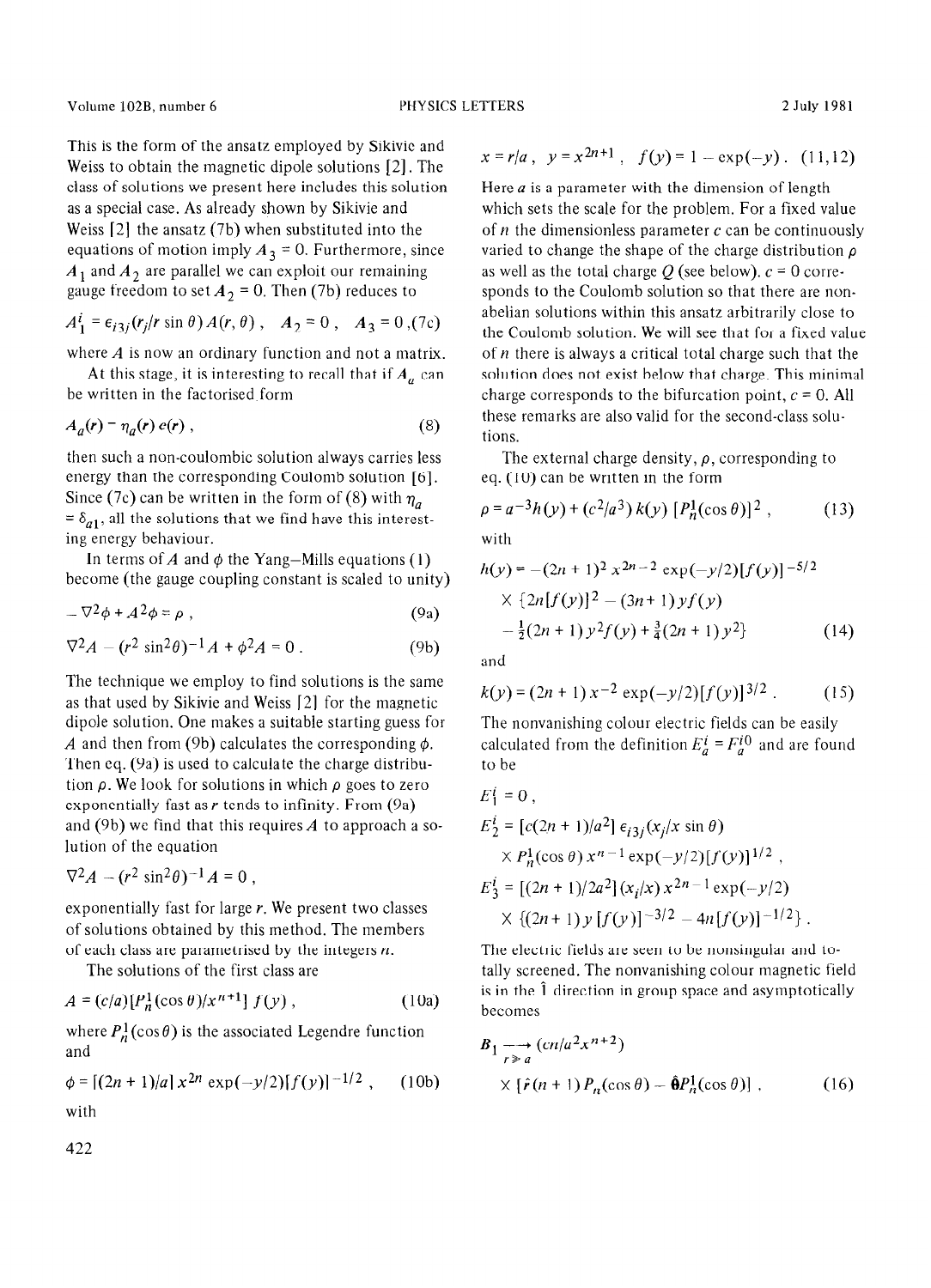This is the form of the ansatz employed by Sikivie and Weiss to obtain the magnetic dipole solutions [2]. The class of solutions we present here includes this solution as a special case. As already shown by Sikivie and Weiss [2] the ansatz (7b) when substituted into the equations of motion imply $A_3 = 0$. Furthermore, since $A_1$ and $A_2$ are parallel we can exploit our remaining gauge freedom to set $A_2 = 0$. Then (7b) reduces to

$$A_1^i = \epsilon_{i3j}(r_j/r \sin\theta) A(r,\theta) , \quad A_2 = 0 , \quad A_3 = 0 , \tag{7c}$$

where $A$ is now an ordinary function and not a matrix.

At this stage, it is interesting to recall that if $A_a$ can be written in the factorised form

$$A_a(r) = \eta_a(r)\, e(r) , \tag{8}$$

then such a non-coulombic solution always carries less energy than the corresponding Coulomb solution [6]. Since (7c) can be written in the form of (8) with $\eta_a = \delta_{a1}$, all the solutions that we find have this interesting energy behaviour.

In terms of $A$ and $\phi$ the Yang–Mills equations (1) become (the gauge coupling constant is scaled to unity)

$$-\nabla^2\phi + A^2\phi = \rho , \tag{9a}$$

$$\nabla^2 A - (r^2 \sin^2\theta)^{-1} A + \phi^2 A = 0 . \tag{9b}$$

The technique we employ to find solutions is the same as that used by Sikivie and Weiss [2] for the magnetic dipole solution. One makes a suitable starting guess for $A$ and then from (9b) calculates the corresponding $\phi$. Then eq. (9a) is used to calculate the charge distribution $\rho$. We look for solutions in which $\rho$ goes to zero exponentially fast as $r$ tends to infinity. From (9a) and (9b) we find that this requires $A$ to approach a solution of the equation

$$\nabla^2 A - (r^2 \sin^2\theta)^{-1} A = 0 ,$$

exponentially fast for large $r$. We present two classes of solutions obtained by this method. The members of each class are parametrised by the integers $n$.

The solutions of the first class are

$$A = (c/a)[P_n^1(\cos\theta)/x^{n+1}]\, f(y) , \tag{10a}$$

where $P_n^1(\cos\theta)$ is the associated Legendre function and

$$\phi = [(2n+1)/a]\, x^{2n} \exp(-y/2)[f(y)]^{-1/2} , \tag{10b}$$

with

$$x = r/a , \quad y = x^{2n+1} , \quad f(y) = 1 - \exp(-y) . \tag{11,12}$$

Here $a$ is a parameter with the dimension of length which sets the scale for the problem. For a fixed value of $n$ the dimensionless parameter $c$ can be continuously varied to change the shape of the charge distribution $\rho$ as well as the total charge $Q$ (see below). $c = 0$ corresponds to the Coulomb solution so that there are non-abelian solutions within this ansatz arbitrarily close to the Coulomb solution. We will see that for a fixed value of $n$ there is always a critical total charge such that the solution does not exist below that charge. This minimal charge corresponds to the bifurcation point, $c = 0$. All these remarks are also valid for the second-class solutions.

The external charge density, $\rho$, corresponding to eq. (10) can be written in the form

$$\rho = a^{-3} h(y) + (c^2/a^3)\, k(y)\, [P_n^1(\cos\theta)]^2 , \tag{13}$$

with

$$h(y) = -(2n+1)^2 x^{2n-2} \exp(-y/2)[f(y)]^{-5/2} \times \{2n[f(y)]^2 - (3n+1) y f(y) - \tfrac{1}{2}(2n+1) y^2 f(y) + \tfrac{3}{4}(2n+1) y^2\} \tag{14}$$

and

$$k(y) = (2n+1)\, x^{-2} \exp(-y/2)[f(y)]^{3/2} . \tag{15}$$

The nonvanishing colour electric fields can be easily calculated from the definition $E_a^i = F_a^{i0}$ and are found to be

$$E_1^i = 0 ,$$

$$E_2^i = [c(2n+1)/a^2]\, \epsilon_{i3j}(x_j/x \sin\theta) \times P_n^1(\cos\theta)\, x^{n-1} \exp(-y/2)[f(y)]^{1/2} ,$$

$$E_3^i = [(2n+1)/2a^2](x_i/x)\, x^{2n-1} \exp(-y/2) \times \{(2n+1) y [f(y)]^{-3/2} - 4n[f(y)]^{-1/2}\} .$$

The electric fields are seen to be nonsingular and totally screened. The nonvanishing colour magnetic field is in the 1 direction in group space and asymptotically becomes

$$\boldsymbol{B}_1 \xrightarrow[r \gg a]{} (cn/a^2 x^{n+2}) \times [\hat{\boldsymbol{r}}(n+1) P_n(\cos\theta) - \hat{\boldsymbol{\theta}} P_n^1(\cos\theta)] , \tag{16}$$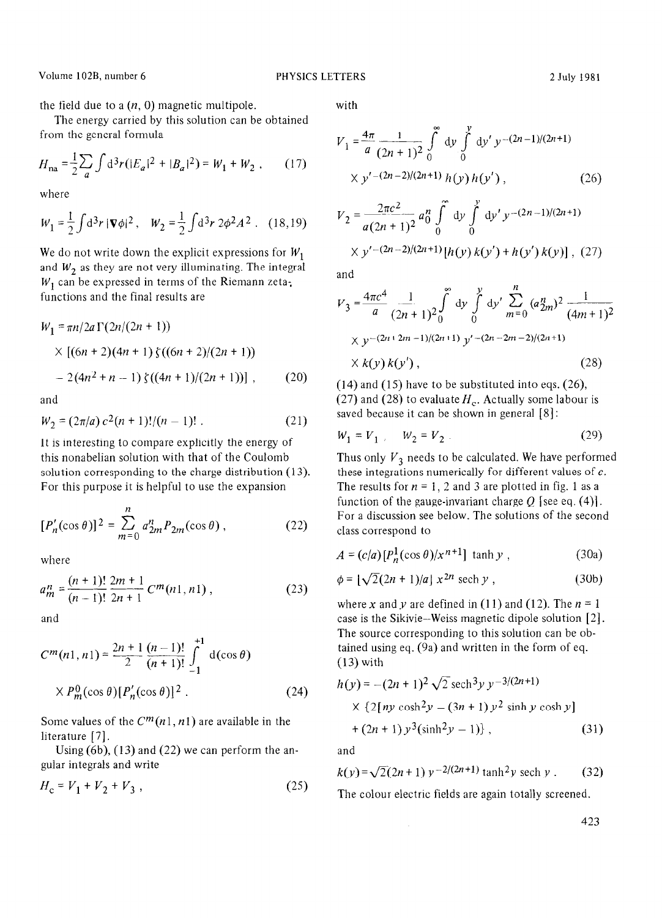the field due to a $(n, 0)$ magnetic multipole.

The energy carried by this solution can be obtained from the general formula

$$H_{\mathrm{na}} = \frac{1}{2}\sum_a \int \mathrm{d}^3 r (|E_a|^2 + |B_a|^2) = W_1 + W_2 \,, \tag{17}$$

where

$$W_1 = \frac{1}{2}\int \mathrm{d}^3 r\, |\nabla\phi|^2 \,, \quad W_2 = \frac{1}{2}\int \mathrm{d}^3 r\, 2\phi^2 A^2 \,. \tag{18,19}$$

We do not write down the explicit expressions for $W_1$ and $W_2$ as they are not very illuminating. The integral $W_1$ can be expressed in terms of the Riemann zeta-functions and the final results are

$$W_1 = \pi n/2a\Gamma(2n/(2n+1)) \times [(6n+2)(4n+1)\zeta((6n+2)/(2n+1)) - 2(4n^2+n-1)\zeta((4n+1)/(2n+1))] \,, \tag{20}$$

and

$$W_2 = (2\pi/a)c^2(n+1)!/(n-1)! \,. \tag{21}$$

It is interesting to compare explicitly the energy of this nonabelian solution with that of the Coulomb solution corresponding to the charge distribution (13). For this purpose it is helpful to use the expansion

$$[P_n'(\cos\theta)]^2 = \sum_{m=0}^{n} a_{2m}^n P_{2m}(\cos\theta) \,, \tag{22}$$

where

$$a_m^n = \frac{(n+1)!}{(n-1)!}\frac{2m+1}{2n+1} C^m(n1, n1) \,, \tag{23}$$

and

$$C^m(n1, n1) = \frac{2n+1}{2}\frac{(n-1)!}{(n+1)!}\int_{-1}^{+1} \mathrm{d}(\cos\theta) \times P_m^0(\cos\theta)[P_n'(\cos\theta)]^2 \,. \tag{24}$$

Some values of the $C^m(n1, n1)$ are available in the literature [7].

Using (6b), (13) and (22) we can perform the angular integrals and write

$$H_{\mathrm{c}} = V_1 + V_2 + V_3 \,, \tag{25}$$

with

$$V_1 = \frac{4\pi}{a}\frac{1}{(2n+1)^2}\int_0^\infty \mathrm{d}y \int_0^y \mathrm{d}y'\, y^{-(2n-1)/(2n+1)} \times y'^{-(2n-2)/(2n+1)} h(y) h(y') \,, \tag{26}$$

$$V_2 = \frac{2\pi c^2}{a(2n+1)^2} a_0^n \int_0^\infty \mathrm{d}y \int_0^y \mathrm{d}y'\, y^{-(2n-1)/(2n+1)} \times y'^{-(2n-2)/(2n+1)} [h(y)k(y') + h(y')k(y)] \,, \tag{27}$$

and

$$V_3 = \frac{4\pi c^4}{a}\frac{1}{(2n+1)^2}\int_0^\infty \mathrm{d}y \int_0^y \mathrm{d}y' \sum_{m=0}^{n} (a_{2m}^n)^2 \frac{1}{(4m+1)^2} \times y^{-(2n+2m-1)/(2n+1)} y'^{-(2n-2m-2)/(2n+1)} \times k(y)k(y') \,, \tag{28}$$

(14) and (15) have to be substituted into eqs. (26), (27) and (28) to evaluate $H_{\mathrm{c}}$. Actually some labour is saved because it can be shown in general [8]:

$$W_1 = V_1 \,, \quad W_2 = V_2 \,. \tag{29}$$

Thus only $V_3$ needs to be calculated. We have performed these integrations numerically for different values of $c$. The results for $n = 1$, 2 and 3 are plotted in fig. 1 as a function of the gauge-invariant charge $Q$ [see eq. (4)]. For a discussion see below. The solutions of the second class correspond to

$$A = (c/a)[P_n^1(\cos\theta)/x^{n+1}] \tanh y \,, \tag{30a}$$

$$\phi = [\sqrt{2}(2n+1)/a]\, x^{2n} \operatorname{sech} y \,, \tag{30b}$$

where $x$ and $y$ are defined in (11) and (12). The $n = 1$ case is the Sikivie–Weiss magnetic dipole solution [2]. The source corresponding to this solution can be obtained using eq. (9a) and written in the form of eq. (13) with

$$h(y) = -(2n+1)^2\sqrt{2}\operatorname{sech}^3 y\, y^{-3/(2n+1)} \times \{2[ny\cosh^2 y - (3n+1)y^2 \sinh y \cosh y] + (2n+1)y^3(\sinh^2 y - 1)\} \,, \tag{31}$$

and

$$k(y) = \sqrt{2}(2n+1)\, y^{-2/(2n+1)} \tanh^2 y \operatorname{sech} y \,. \tag{32}$$

The colour electric fields are again totally screened.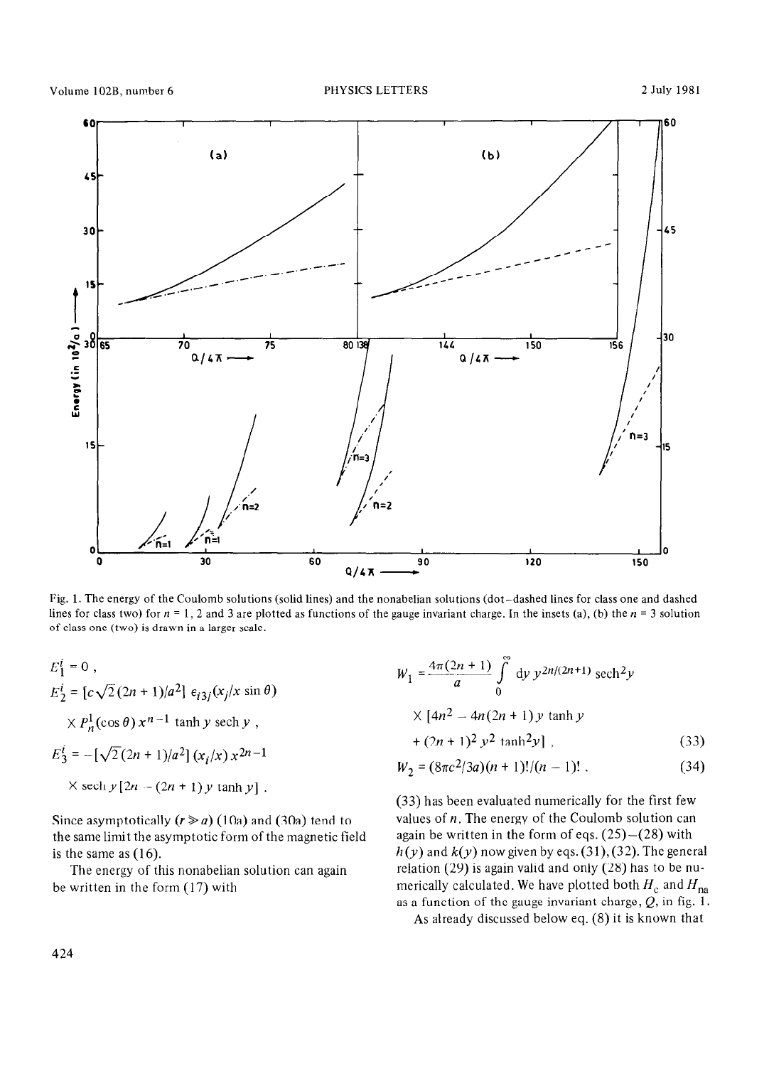Fig. 1. The energy of the Coulomb solutions (solid lines) and the nonabelian solutions (dot–dashed lines for class one and dashed lines for class two) for $n$ = 1, 2 and 3 are plotted as functions of the gauge invariant charge. In the insets (a), (b) the $n$ = 3 solution of class one (two) is drawn in a larger scale.

$$E_1^i = 0\ ,$$

$$E_2^i = [c\sqrt{2}(2n+1)/a^2]\ \epsilon_{i3j}(x_j/x\sin\theta)$$

$$\times P_n^1(\cos\theta)\,x^{n-1}\tanh y\ \mathrm{sech}\ y\ ,$$

$$E_3^i = -[\sqrt{2}(2n+1)/a^2]\,(x_i/x)\,x^{2n-1}$$

$$\times\ \mathrm{sech}\ y\,[2n-(2n+1)y\tanh y]\ .$$

Since asymptotically ($r \gg a$) (10a) and (30a) tend to the same limit the asymptotic form of the magnetic field is the same as (16).

The energy of this nonabelian solution can again be written in the form (17) with

$$W_1 = \frac{4\pi(2n+1)}{a}\int_0^\infty \mathrm{d}y\ y^{2n/(2n+1)}\ \mathrm{sech}^2 y$$

$$\times\ [4n^2 - 4n(2n+1)y\tanh y$$

$$+ (2n+1)^2 y^2 \tanh^2 y]\ , \tag{33}$$

$$W_2 = (8\pi c^2/3a)(n+1)!/(n-1)!\ . \tag{34}$$

(33) has been evaluated numerically for the first few values of $n$. The energy of the Coulomb solution can again be written in the form of eqs. (25)–(28) with $h(y)$ and $k(y)$ now given by eqs. (31), (32). The general relation (29) is again valid and only (28) has to be numerically calculated. We have plotted both $H_c$ and $H_{na}$ as a function of the gauge invariant charge, $Q$, in fig. 1.

As already discussed below eq. (8) it is known that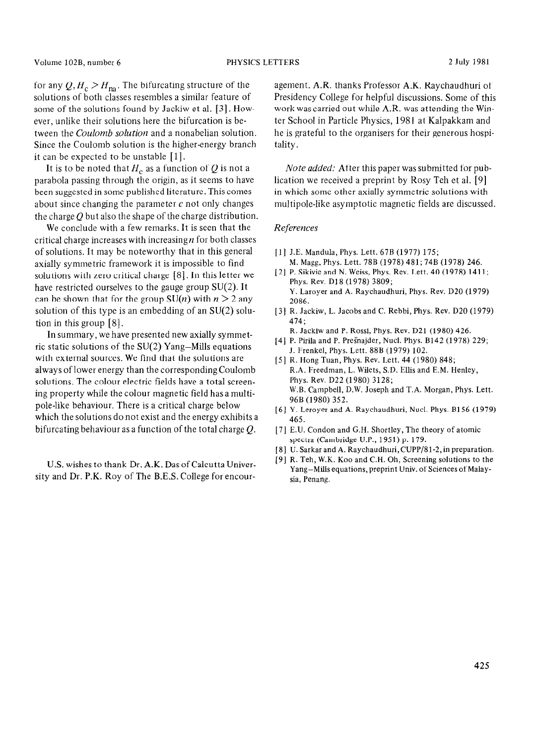for any $Q, H_c > H_{na}$. The bifurcating structure of the solutions of both classes resembles a similar feature of some of the solutions found by Jackiw et al. [3]. However, unlike their solutions here the bifurcation is between the *Coulomb solution* and a nonabelian solution. Since the Coulomb solution is the higher-energy branch it can be expected to be unstable [1].

It is to be noted that $H_c$ as a function of $Q$ is not a parabola passing through the origin, as it seems to have been suggested in some published literature. This comes about since changing the parameter $c$ not only changes the charge $Q$ but also the shape of the charge distribution.

We conclude with a few remarks. It is seen that the critical charge increases with increasing $n$ for both classes of solutions. It may be noteworthy that in this general axially symmetric framework it is impossible to find solutions with zero critical charge [8]. In this letter we have restricted ourselves to the gauge group SU(2). It can be shown that for the group SU($n$) with $n > 2$ any solution of this type is an embedding of an SU(2) solution in this group [8].

In summary, we have presented new axially symmetric static solutions of the SU(2) Yang–Mills equations with external sources. We find that the solutions are always of lower energy than the corresponding Coulomb solutions. The colour electric fields have a total screening property while the colour magnetic field has a multipole-like behaviour. There is a critical charge below which the solutions do not exist and the energy exhibits a bifurcating behaviour as a function of the total charge $Q$.

U.S. wishes to thank Dr. A.K. Das of Calcutta University and Dr. P.K. Roy of The B.E.S. College for encouragement. A.R. thanks Professor A.K. Raychaudhuri of Presidency College for helpful discussions. Some of this work was carried out while A.R. was attending the Winter School in Particle Physics, 1981 at Kalpakkam and he is grateful to the organisers for their generous hospitality.

*Note added:* After this paper was submitted for publication we received a preprint by Rosy Teh et al. [9] in which some other axially symmetric solutions with multipole-like asymptotic magnetic fields are discussed.

## References

[1] J.E. Mandula, Phys. Lett. 67B (1977) 175;
M. Magg, Phys. Lett. 78B (1978) 481; 74B (1978) 246.

[2] P. Sikivie and N. Weiss, Phys. Rev. Lett. 40 (1978) 1411; Phys. Rev. D18 (1978) 3809;
Y. Leroyer and A. Raychaudhuri, Phys. Rev. D20 (1979) 2086.

[3] R. Jackiw, L. Jacobs and C. Rebbi, Phys. Rev. D20 (1979) 474;
R. Jackiw and P. Rossi, Phys. Rev. D21 (1980) 426.

[4] P. Pirila and P. Prešnajder, Nucl. Phys. B142 (1978) 229;
J. Frenkel, Phys. Lett. 88B (1979) 102.

[5] R. Hong Tuan, Phys. Rev. Lett. 44 (1980) 848;
R.A. Freedman, L. Wilets, S.D. Ellis and E.M. Henley, Phys. Rev. D22 (1980) 3128;
W.B. Campbell, D.W. Joseph and T.A. Morgan, Phys. Lett. 96B (1980) 352.

[6] Y. Leroyer and A. Raychaudhuri, Nucl. Phys. B156 (1979) 465.

[7] E.U. Condon and G.H. Shortley, The theory of atomic spectra (Cambridge U.P., 1951) p. 179.

[8] U. Sarkar and A. Raychaudhuri, CUPP/81-2, in preparation.

[9] R. Teh, W.K. Koo and C.H. Oh, Screening solutions to the Yang–Mills equations, preprint Univ. of Sciences of Malaysia, Penang.